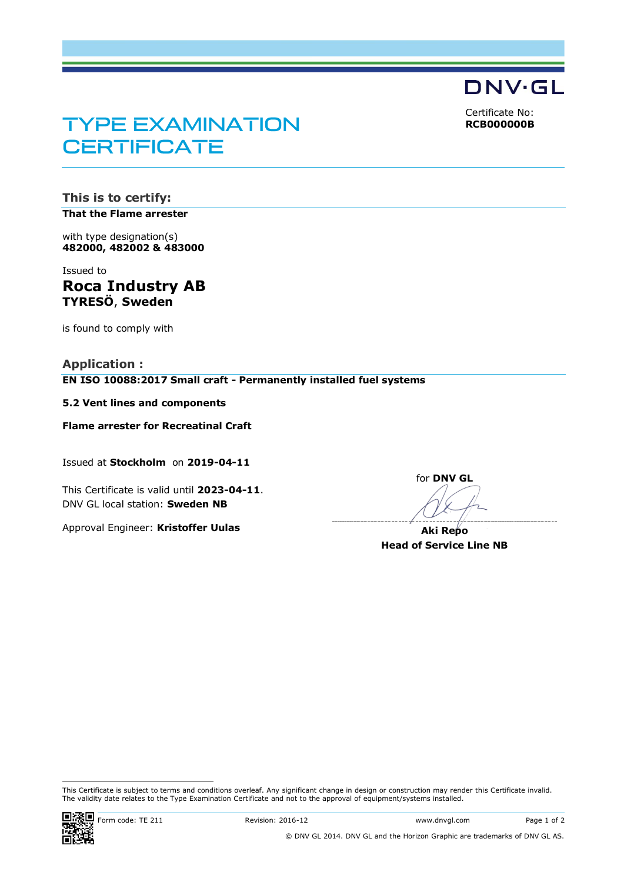DNV·GL

Certificate No:
**RCB000000B**

# TYPE EXAMINATION CERTIFICATE

## This is to certify:

**That the Flame arrester**

with type designation(s)
**482000, 482002 & 483000**

Issued to
## Roca Industry AB
**TYRESÖ**, **Sweden**

is found to comply with

## Application :

**EN ISO 10088:2017 Small craft - Permanently installed fuel systems**

**5.2 Vent lines and components**

**Flame arrester for Recreatinal Craft**

Issued at **Stockholm** on **2019-04-11**

This Certificate is valid until **2023-04-11**.
DNV GL local station: **Sweden NB**

Approval Engineer: **Kristoffer Uulas**

for **DNV GL**

**Aki Repo**
**Head of Service Line NB**

This Certificate is subject to terms and conditions overleaf. Any significant change in design or construction may render this Certificate invalid.
The validity date relates to the Type Examination Certificate and not to the approval of equipment/systems installed.

Form code: TE 211 Revision: 2016-12 www.dnvgl.com

© DNV GL 2014. DNV GL and the Horizon Graphic are trademarks of DNV GL AS.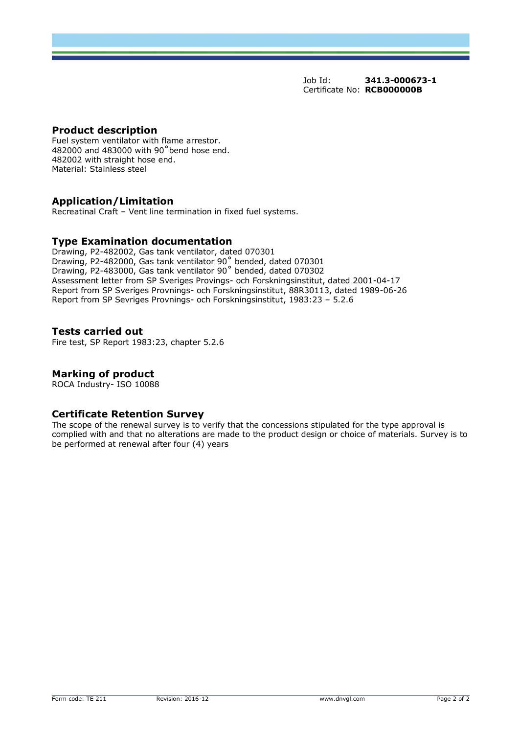Job Id: **341.3-000673-1**
Certificate No: **RCB000000B**

## Product description

Fuel system ventilator with flame arrestor.
482000 and 483000 with 90˚bend hose end.
482002 with straight hose end.
Material: Stainless steel

## Application/Limitation

Recreatinal Craft – Vent line termination in fixed fuel systems.

## Type Examination documentation

Drawing, P2-482002, Gas tank ventilator, dated 070301
Drawing, P2-482000, Gas tank ventilator 90˚ bended, dated 070301
Drawing, P2-483000, Gas tank ventilator 90˚ bended, dated 070302
Assessment letter from SP Sveriges Provings- och Forskningsinstitut, dated 2001-04-17
Report from SP Sveriges Provnings- och Forskningsinstitut, 88R30113, dated 1989-06-26
Report from SP Sevriges Provnings- och Forskningsinstitut, 1983:23 – 5.2.6

## Tests carried out

Fire test, SP Report 1983:23, chapter 5.2.6

## Marking of product

ROCA Industry- ISO 10088

## Certificate Retention Survey

The scope of the renewal survey is to verify that the concessions stipulated for the type approval is complied with and that no alterations are made to the product design or choice of materials. Survey is to be performed at renewal after four (4) years